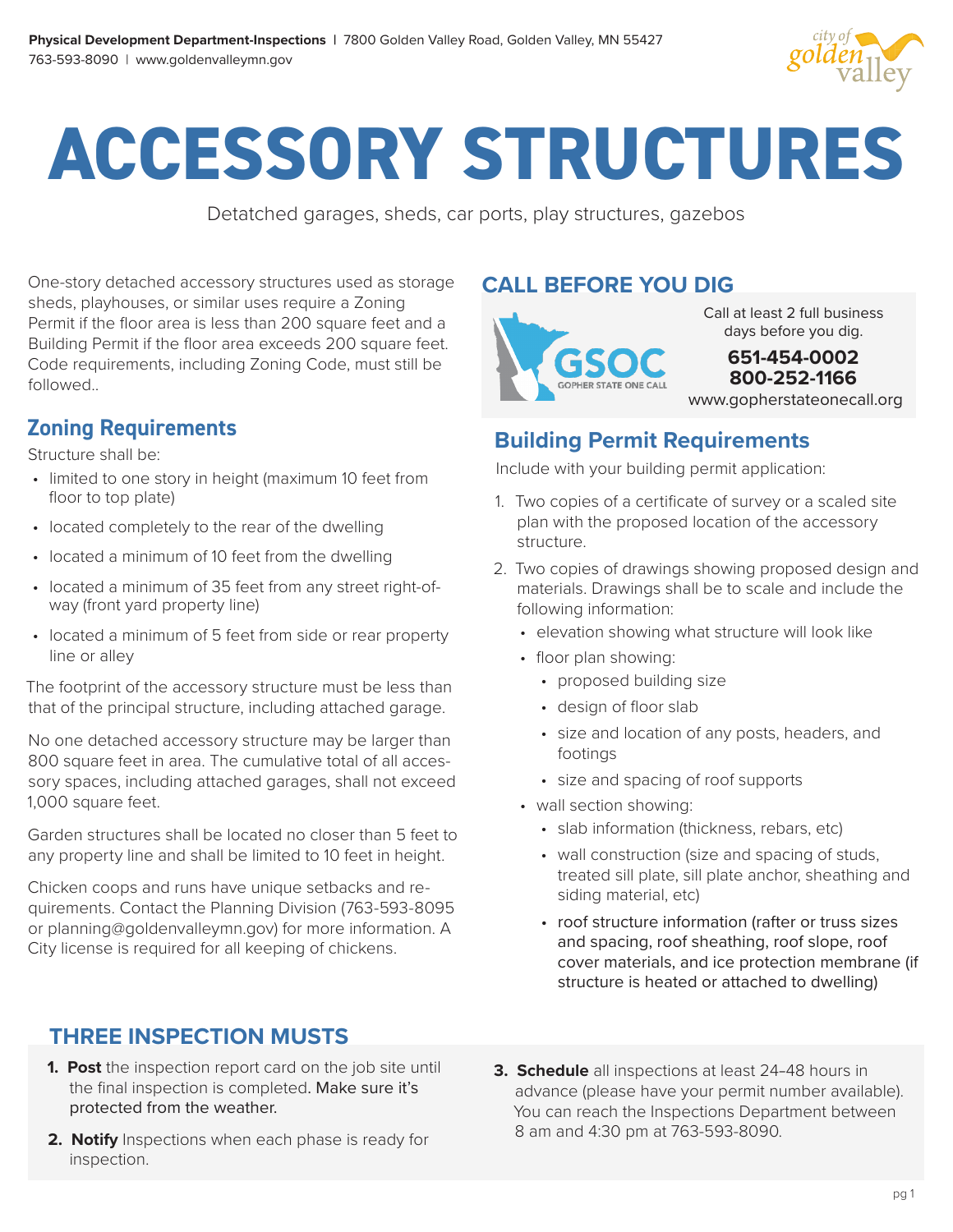**Physical Development Department-Inspections** | 7800 Golden Valley Road, Golden Valley, MN 55427
763-593-8090 | www.goldenvalleymn.gov

# ACCESSORY STRUCTURES

Detatched garages, sheds, car ports, play structures, gazebos

One-story detached accessory structures used as storage sheds, playhouses, or similar uses require a Zoning Permit if the floor area is less than 200 square feet and a Building Permit if the floor area exceeds 200 square feet. Code requirements, including Zoning Code, must still be followed..

## Zoning Requirements

Structure shall be:

- limited to one story in height (maximum 10 feet from floor to top plate)
- located completely to the rear of the dwelling
- located a minimum of 10 feet from the dwelling
- located a minimum of 35 feet from any street right-of-way (front yard property line)
- located a minimum of 5 feet from side or rear property line or alley

The footprint of the accessory structure must be less than that of the principal structure, including attached garage.

No one detached accessory structure may be larger than 800 square feet in area. The cumulative total of all accessory spaces, including attached garages, shall not exceed 1,000 square feet.

Garden structures shall be located no closer than 5 feet to any property line and shall be limited to 10 feet in height.

Chicken coops and runs have unique setbacks and requirements. Contact the Planning Division (763-593-8095 or planning@goldenvalleymn.gov) for more information. A City license is required for all keeping of chickens.

## CALL BEFORE YOU DIG

GSOC GOPHER STATE ONE CALL

Call at least 2 full business days before you dig.

**651-454-0002**
**800-252-1166**
www.gopherstateonecall.org

## Building Permit Requirements

Include with your building permit application:

1. Two copies of a certificate of survey or a scaled site plan with the proposed location of the accessory structure.
2. Two copies of drawings showing proposed design and materials. Drawings shall be to scale and include the following information:
   - elevation showing what structure will look like
   - floor plan showing:
     - proposed building size
     - design of floor slab
     - size and location of any posts, headers, and footings
     - size and spacing of roof supports
   - wall section showing:
     - slab information (thickness, rebars, etc)
     - wall construction (size and spacing of studs, treated sill plate, sill plate anchor, sheathing and siding material, etc)
     - roof structure information (rafter or truss sizes and spacing, roof sheathing, roof slope, roof cover materials, and ice protection membrane (if structure is heated or attached to dwelling)

## THREE INSPECTION MUSTS

1. **Post** the inspection report card on the job site until the final inspection is completed. Make sure it's protected from the weather.
2. **Notify** Inspections when each phase is ready for inspection.
3. **Schedule** all inspections at least 24–48 hours in advance (please have your permit number available). You can reach the Inspections Department between 8 am and 4:30 pm at 763-593-8090.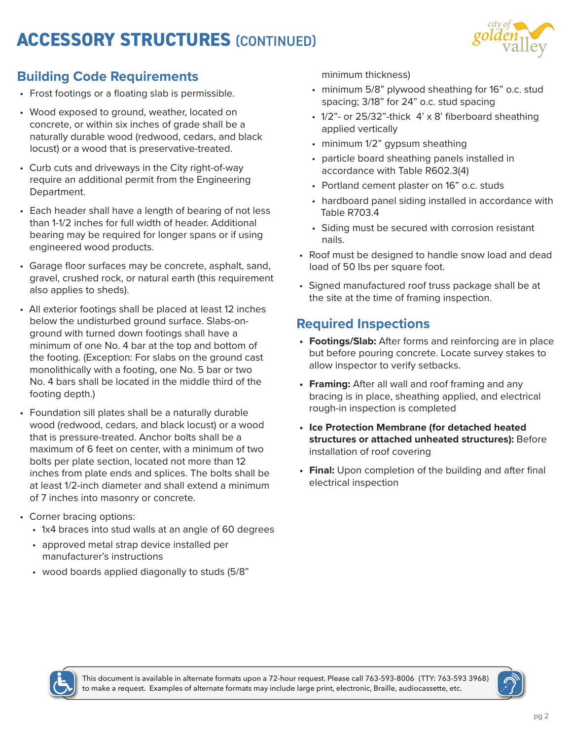# ACCESSORY STRUCTURES (CONTINUED)

## Building Code Requirements

- Frost footings or a floating slab is permissible.
- Wood exposed to ground, weather, located on concrete, or within six inches of grade shall be a naturally durable wood (redwood, cedars, and black locust) or a wood that is preservative-treated.
- Curb cuts and driveways in the City right-of-way require an additional permit from the Engineering Department.
- Each header shall have a length of bearing of not less than 1-1/2 inches for full width of header. Additional bearing may be required for longer spans or if using engineered wood products.
- Garage floor surfaces may be concrete, asphalt, sand, gravel, crushed rock, or natural earth (this requirement also applies to sheds).
- All exterior footings shall be placed at least 12 inches below the undisturbed ground surface. Slabs-on-ground with turned down footings shall have a minimum of one No. 4 bar at the top and bottom of the footing. (Exception: For slabs on the ground cast monolithically with a footing, one No. 5 bar or two No. 4 bars shall be located in the middle third of the footing depth.)
- Foundation sill plates shall be a naturally durable wood (redwood, cedars, and black locust) or a wood that is pressure-treated. Anchor bolts shall be a maximum of 6 feet on center, with a minimum of two bolts per plate section, located not more than 12 inches from plate ends and splices. The bolts shall be at least 1/2-inch diameter and shall extend a minimum of 7 inches into masonry or concrete.
- Corner bracing options:
  - 1x4 braces into stud walls at an angle of 60 degrees
  - approved metal strap device installed per manufacturer's instructions
  - wood boards applied diagonally to studs (5/8" minimum thickness)
  - minimum 5/8" plywood sheathing for 16" o.c. stud spacing; 3/18" for 24" o.c. stud spacing
  - 1/2"- or 25/32"-thick 4' x 8' fiberboard sheathing applied vertically
  - minimum 1/2" gypsum sheathing
  - particle board sheathing panels installed in accordance with Table R602.3(4)
  - Portland cement plaster on 16" o.c. studs
  - hardboard panel siding installed in accordance with Table R703.4
  - Siding must be secured with corrosion resistant nails.
- Roof must be designed to handle snow load and dead load of 50 lbs per square foot.
- Signed manufactured roof truss package shall be at the site at the time of framing inspection.

## Required Inspections

- **Footings/Slab:** After forms and reinforcing are in place but before pouring concrete. Locate survey stakes to allow inspector to verify setbacks.
- **Framing:** After all wall and roof framing and any bracing is in place, sheathing applied, and electrical rough-in inspection is completed
- **Ice Protection Membrane (for detached heated structures or attached unheated structures):** Before installation of roof covering
- **Final:** Upon completion of the building and after final electrical inspection

This document is available in alternate formats upon a 72-hour request. Please call 763-593-8006 (TTY: 763-593 3968) to make a request. Examples of alternate formats may include large print, electronic, Braille, audiocassette, etc.